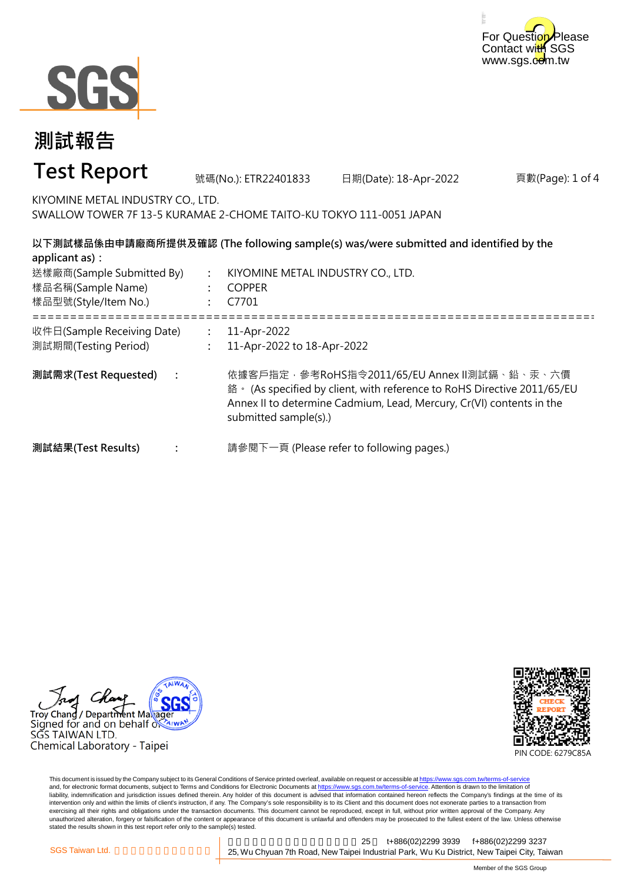For Question Please Contact with SGS
www.sgs.com.tw

# 測試報告
# Test Report

號碼(No.): ETR22401833　日期(Date): 18-Apr-2022

KIYOMINE METAL INDUSTRY CO., LTD.
SWALLOW TOWER 7F 13-5 KURAMAE 2-CHOME TAITO-KU TOKYO 111-0051 JAPAN

**以下測試樣品係由申請廠商所提供及確認 (The following sample(s) was/were submitted and identified by the applicant as)：**

| | | |
|---|---|---|
| 送樣廠商(Sample Submitted By) | : | KIYOMINE METAL INDUSTRY CO., LTD. |
| 樣品名稱(Sample Name) | : | COPPER |
| 樣品型號(Style/Item No.) | : | C7701 |

==========================================================================

| | | |
|---|---|---|
| 收件日(Sample Receiving Date) | : | 11-Apr-2022 |
| 測試期間(Testing Period) | : | 11-Apr-2022 to 18-Apr-2022 |

**測試需求(Test Requested)**　:　依據客戶指定，參考RoHS指令2011/65/EU Annex II測試鎘、鉛、汞、六價鉻。 (As specified by client, with reference to RoHS Directive 2011/65/EU Annex II to determine Cadmium, Lead, Mercury, Cr(VI) contents in the submitted sample(s).)

**測試結果(Test Results)**　:　請參閱下一頁 (Please refer to following pages.)

Troy Chang / Department Manager
Signed for and on behalf of
SGS TAIWAN LTD.
Chemical Laboratory - Taipei

PIN CODE: 6279C85A

This document is issued by the Company subject to its General Conditions of Service printed overleaf, available on request or accessible at https://www.sgs.com.tw/terms-of-service and, for electronic format documents, subject to Terms and Conditions for Electronic Documents at https://www.sgs.com.tw/terms-of-service. Attention is drawn to the limitation of liability, indemnification and jurisdiction issues defined therein. Any holder of this document is advised that information contained hereon reflects the Company's findings at the time of its intervention only and within the limits of client's instruction, if any. The Company's sole responsibility is to its Client and this document does not exonerate parties to a transaction from exercising all their rights and obligations under the transaction documents. This document cannot be reproduced, except in full, without prior written approval of the Company. Any unauthorized alteration, forgery or falsification of the content or appearance of this document is unlawful and offenders may be prosecuted to the fullest extent of the law. Unless otherwise stated the results shown in this test report refer only to the sample(s) tested.

SGS Taiwan Ltd.　25　t+886(02)2299 3939　f+886(02)2299 3237
25, Wu Chyuan 7th Road, New Taipei Industrial Park, Wu Ku District, New Taipei City, Taiwan

Member of the SGS Group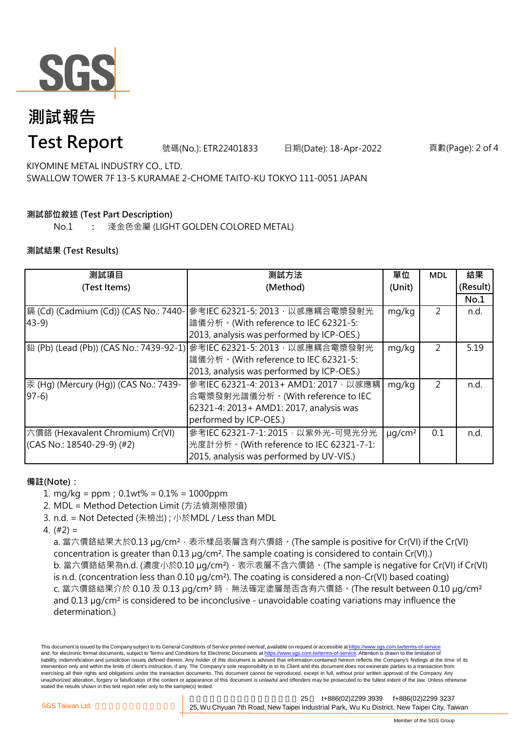# 測試報告

# Test Report

號碼(No.): ETR22401833　　日期(Date): 18-Apr-2022

KIYOMINE METAL INDUSTRY CO., LTD.
SWALLOW TOWER 7F 13-5 KURAMAE 2-CHOME TAITO-KU TOKYO 111-0051 JAPAN

**測試部位敘述 (Test Part Description)**

No.1　:　淺金色金屬 (LIGHT GOLDEN COLORED METAL)

**測試結果 (Test Results)**

| 測試項目 (Test Items) | 測試方法 (Method) | 單位 (Unit) | MDL | 結果 (Result) No.1 |
|---|---|---|---|---|
| 鎘 (Cd) (Cadmium (Cd)) (CAS No.: 7440-43-9) | 參考IEC 62321-5: 2013，以感應耦合電漿發射光譜儀分析。(With reference to IEC 62321-5: 2013, analysis was performed by ICP-OES.) | mg/kg | 2 | n.d. |
| 鉛 (Pb) (Lead (Pb)) (CAS No.: 7439-92-1) | 參考IEC 62321-5: 2013，以感應耦合電漿發射光譜儀分析。(With reference to IEC 62321-5: 2013, analysis was performed by ICP-OES.) | mg/kg | 2 | 5.19 |
| 汞 (Hg) (Mercury (Hg)) (CAS No.: 7439-97-6) | 參考IEC 62321-4: 2013+ AMD1: 2017，以感應耦合電漿發射光譜儀分析。(With reference to IEC 62321-4: 2013+ AMD1: 2017, analysis was performed by ICP-OES.) | mg/kg | 2 | n.d. |
| 六價鉻 (Hexavalent Chromium) Cr(VI) (CAS No.: 18540-29-9) (#2) | 參考IEC 62321-7-1: 2015，以紫外光-可見光分光光度計分析。(With reference to IEC 62321-7-1: 2015, analysis was performed by UV-VIS.) | μg/cm² | 0.1 | n.d. |

**備註(Note)：**

1. mg/kg = ppm；0.1wt% = 0.1% = 1000ppm
2. MDL = Method Detection Limit (方法偵測極限值)
3. n.d. = Not Detected (未檢出) ; 小於MDL / Less than MDL
4. (#2) =
   a. 當六價鉻結果大於0.13 μg/cm²，表示樣品表層含有六價鉻。(The sample is positive for Cr(VI) if the Cr(VI) concentration is greater than 0.13 μg/cm². The sample coating is considered to contain Cr(VI).)
   b. 當六價鉻結果為n.d. (濃度小於0.10 μg/cm²)，表示表層不含六價鉻。(The sample is negative for Cr(VI) if Cr(VI) is n.d. (concentration less than 0.10 μg/cm²). The coating is considered a non-Cr(VI) based coating)
   c. 當六價鉻結果介於 0.10 及 0.13 μg/cm² 時，無法確定塗層是否含有六價鉻。(The result between 0.10 μg/cm² and 0.13 μg/cm² is considered to be inconclusive - unavoidable coating variations may influence the determination.)

This document is issued by the Company subject to its General Conditions of Service printed overleaf, available on request or accessible at https://www.sgs.com.tw/terms-of-service and, for electronic format documents, subject to Terms and Conditions for Electronic Documents at https://www.sgs.com.tw/terms-of-service. Attention is drawn to the limitation of liability, indemnification and jurisdiction issues defined therein. Any holder of this document is advised that information contained hereon reflects the Company's findings at the time of its intervention only and within the limits of client's instruction, if any. The Company's sole responsibility is to its Client and this document does not exonerate parties to a transaction from exercising all their rights and obligations under the transaction documents. This document cannot be reproduced, except in full, without prior written approval of the Company. Any unauthorized alteration, forgery or falsification of the content or appearance of this document is unlawful and offenders may be prosecuted to the fullest extent of the law. Unless otherwise stated the results shown in this test report refer only to the sample(s) tested.

SGS Taiwan Ltd. | 25, Wu Chyuan 7th Road, New Taipei Industrial Park, Wu Ku District, New Taipei City, Taiwan | t+886(02)2299 3939 f+886(02)2299 3237

Member of the SGS Group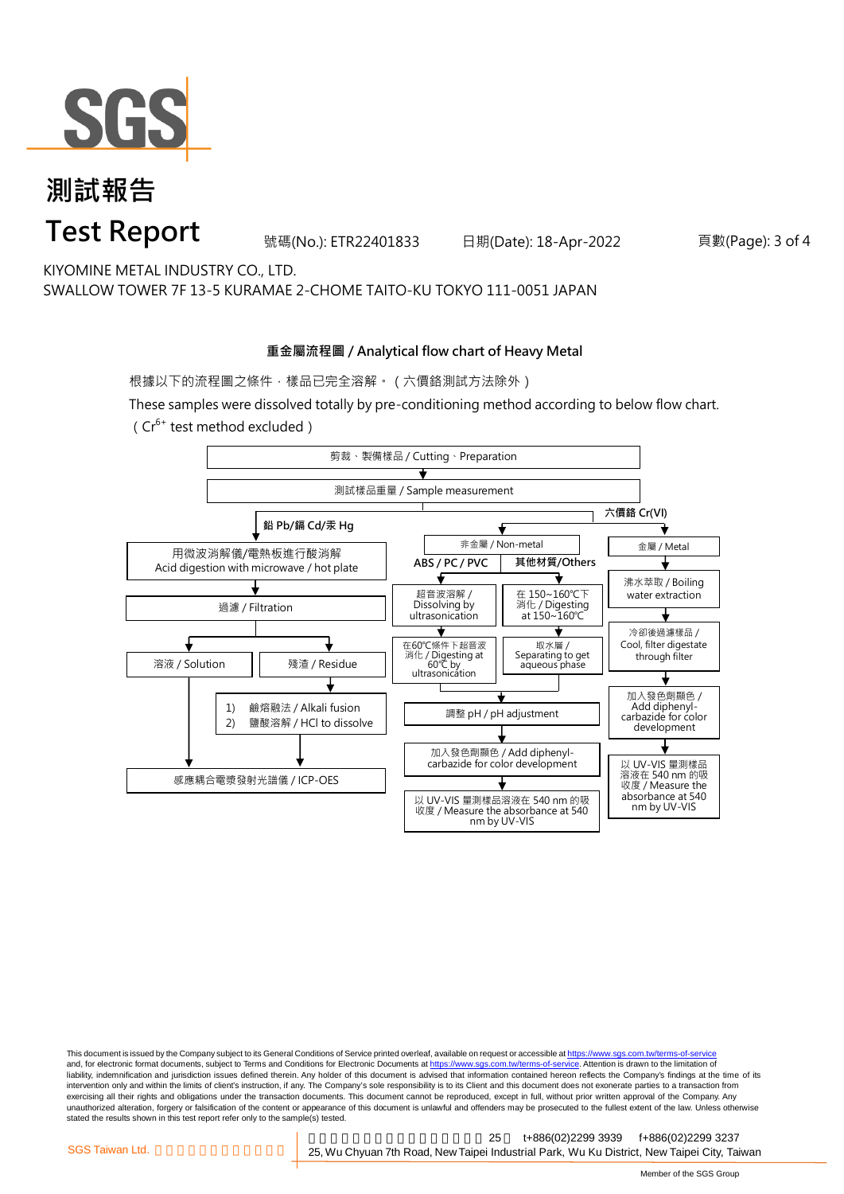# 測試報告
# Test Report

號碼(No.): ETR22401833　　日期(Date): 18-Apr-2022

KIYOMINE METAL INDUSTRY CO., LTD.
SWALLOW TOWER 7F 13-5 KURAMAE 2-CHOME TAITO-KU TOKYO 111-0051 JAPAN

## 重金屬流程圖 / Analytical flow chart of Heavy Metal

根據以下的流程圖之條件，樣品已完全溶解。（六價鉻測試方法除外）

These samples were dissolved totally by pre-conditioning method according to below flow chart. （$Cr^{6+}$ test method excluded）

剪裁、製備樣品 / Cutting、Preparation
↓
測試樣品重量 / Sample measurement

**鉛 Pb/鎘 Cd/汞 Hg**
- 用微波消解儀/電熱板進行酸消解 / Acid digestion with microwave / hot plate
- ↓ 過濾 / Filtration
- ↓ 溶液 / Solution → 感應耦合電漿發射光譜儀 / ICP-OES
- ↓ 殘渣 / Residue
  - 1) 鹼熔融法 / Alkali fusion
  - 2) 鹽酸溶解 / HCl to dissolve
  - ↓ 感應耦合電漿發射光譜儀 / ICP-OES

**六價鉻 Cr(VI)**

非金屬 / Non-metal
- **ABS / PC / PVC**
  - 超音波溶解 / Dissolving by ultrasonication
  - ↓ 在60℃條件下超音波消化 / Digesting at 60℃ by ultrasonication
- **其他材質/Others**
  - 在 150~160℃下消化 / Digesting at 150~160℃
  - ↓ 取水層 / Separating to get aqueous phase
- ↓ 調整 pH / pH adjustment
- ↓ 加入發色劑顯色 / Add diphenyl-carbazide for color development
- ↓ 以 UV-VIS 量測樣品溶液在 540 nm 的吸收度 / Measure the absorbance at 540 nm by UV-VIS

金屬 / Metal
- 沸水萃取 / Boiling water extraction
- ↓ 冷卻後過濾樣品 / Cool, filter digestate through filter
- ↓ 加入發色劑顯色 / Add diphenyl-carbazide for color development
- ↓ 以 UV-VIS 量測樣品溶液在 540 nm 的吸收度 / Measure the absorbance at 540 nm by UV-VIS

This document is issued by the Company subject to its General Conditions of Service printed overleaf, available on request or accessible at https://www.sgs.com.tw/terms-of-service and, for electronic format documents, subject to Terms and Conditions for Electronic Documents at https://www.sgs.com.tw/terms-of-service. Attention is drawn to the limitation of liability, indemnification and jurisdiction issues defined therein. Any holder of this document is advised that information contained hereon reflects the Company's findings at the time of its intervention only and within the limits of client's instruction, if any. The Company's sole responsibility is to its Client and this document does not exonerate parties to a transaction from exercising all their rights and obligations under the transaction documents. This document cannot be reproduced, except in full, without prior written approval of the Company. Any unauthorized alteration, forgery or falsification of the content or appearance of this document is unlawful and offenders may be prosecuted to the fullest extent of the law. Unless otherwise stated the results shown in this test report refer only to the sample(s) tested.

SGS Taiwan Ltd. | 25, Wu Chyuan 7th Road, New Taipei Industrial Park, Wu Ku District, New Taipei City, Taiwan | t+886(02)2299 3939 f+886(02)2299 3237

Member of the SGS Group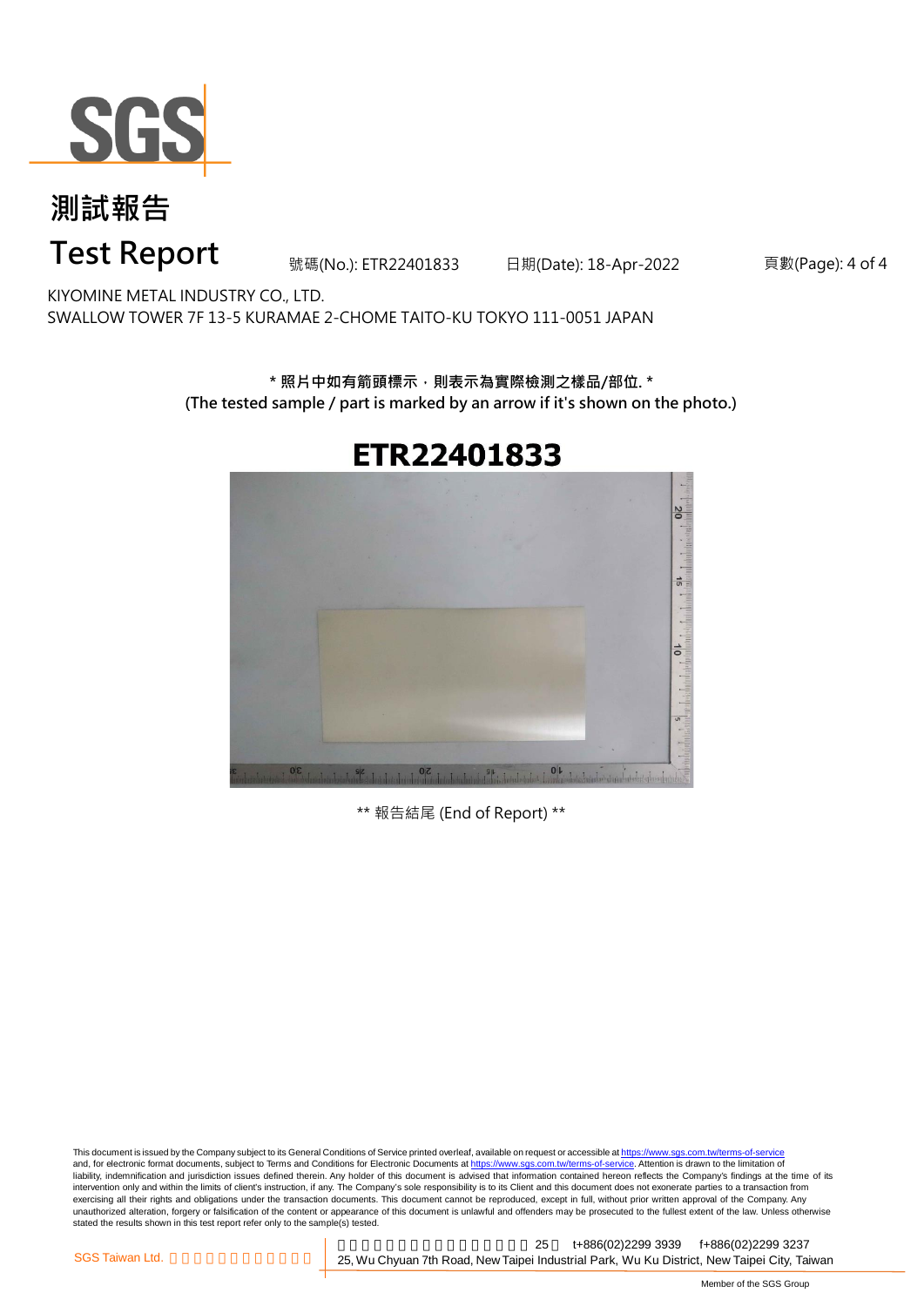# 測試報告

# Test Report

號碼(No.): ETR22401833　　日期(Date): 18-Apr-2022

KIYOMINE METAL INDUSTRY CO., LTD.
SWALLOW TOWER 7F 13-5 KURAMAE 2-CHOME TAITO-KU TOKYO 111-0051 JAPAN

**\* 照片中如有箭頭標示，則表示為實際檢測之樣品/部位. \***
**(The tested sample / part is marked by an arrow if it's shown on the photo.)**

**ETR22401833**

** 報告結尾 (End of Report) **

This document is issued by the Company subject to its General Conditions of Service printed overleaf, available on request or accessible at https://www.sgs.com.tw/terms-of-service and, for electronic format documents, subject to Terms and Conditions for Electronic Documents at https://www.sgs.com.tw/terms-of-service. Attention is drawn to the limitation of liability, indemnification and jurisdiction issues defined therein. Any holder of this document is advised that information contained hereon reflects the Company's findings at the time of its intervention only and within the limits of client's instruction, if any. The Company's sole responsibility is to its Client and this document does not exonerate parties to a transaction from exercising all their rights and obligations under the transaction documents. This document cannot be reproduced, except in full, without prior written approval of the Company. Any unauthorized alteration, forgery or falsification of the content or appearance of this document is unlawful and offenders may be prosecuted to the fullest extent of the law. Unless otherwise stated the results shown in this test report refer only to the sample(s) tested.

SGS Taiwan Ltd. | 25 t+886(02)2299 3939 f+886(02)2299 3237
25, Wu Chyuan 7th Road, New Taipei Industrial Park, Wu Ku District, New Taipei City, Taiwan

Member of the SGS Group